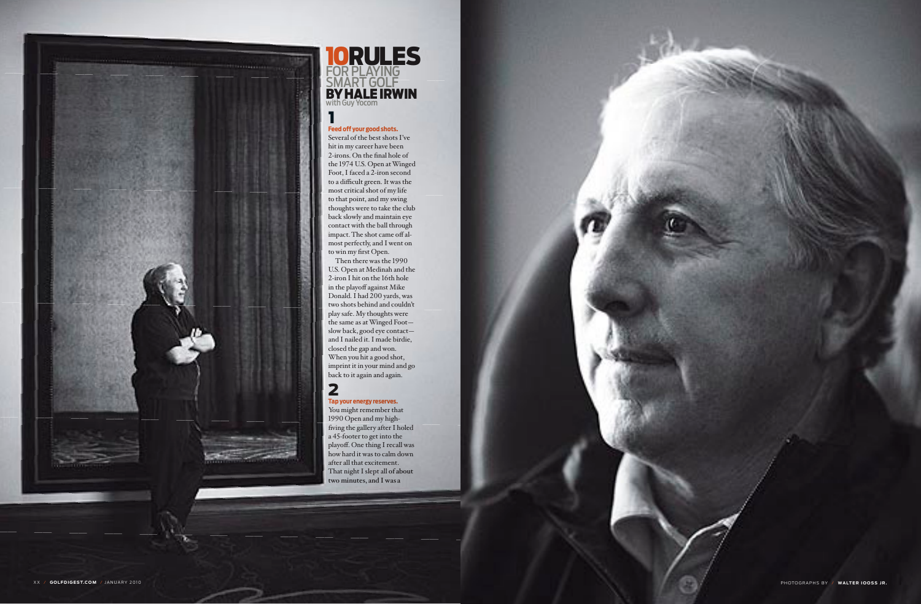# 10 RULES FOR PLAYING SMART GOLF

## BY HALE IRWIN

with Guy Yocom

### 1

**Feed off your good shots.**

Several of the best shots I've hit in my career have been 2-irons. On the final hole of the 1974 U.S. Open at Winged Foot, I faced a 2-iron second to a difficult green. It was the most critical shot of my life to that point, and my swing thoughts were to take the club back slowly and maintain eye contact with the ball through impact. The shot came off almost perfectly, and I went on to win my first Open.

Then there was the 1990 U.S. Open at Medinah and the 2-iron I hit on the 16th hole in the playoff against Mike Donald. I had 200 yards, was two shots behind and couldn't play safe. My thoughts were the same as at Winged Foot—slow back, good eye contact—and I nailed it. I made birdie, closed the gap and won. When you hit a good shot, imprint it in your mind and go back to it again and again.

### 2

**Tap your energy reserves.**

You might remember that 1990 Open and my high-fiving the gallery after I holed a 45-footer to get into the playoff. One thing I recall was how hard it was to calm down after all that excitement. That night I slept all of about two minutes, and I was a

PHOTOGRAPHS BY WALTER IOOSS JR.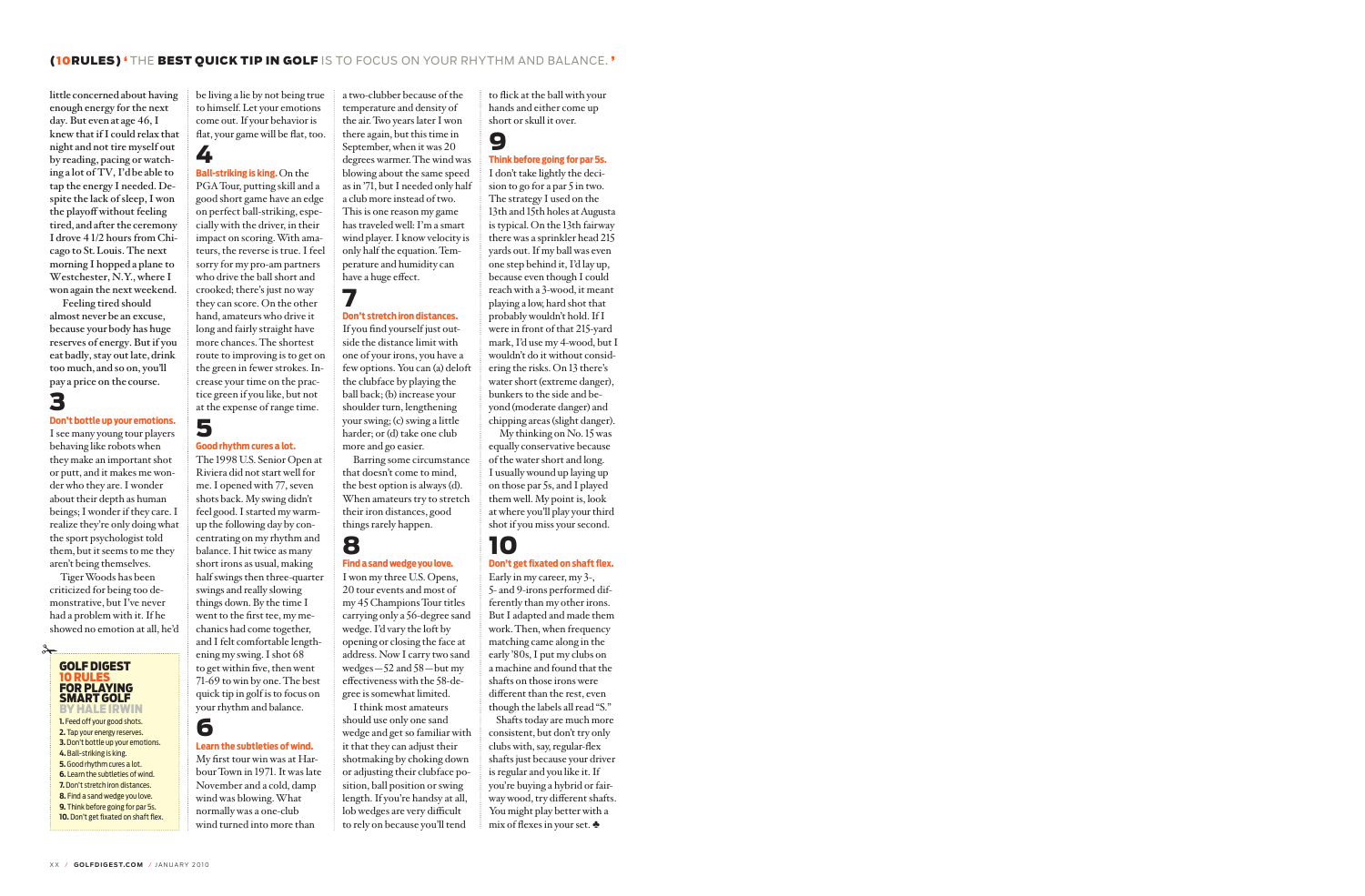little concerned about having enough energy for the next day. But even at age 46, I knew that if I could relax that night and not tire myself out by reading, pacing or watching a lot of TV, I'd be able to tap the energy I needed. Despite the lack of sleep, I won the playoff without feeling tired, and after the ceremony I drove 4 1/2 hours from Chicago to St. Louis. The next morning I hopped a plane to Westchester, N.Y., where I won again the next weekend.

Feeling tired should almost never be an excuse, because your body has huge reserves of energy. But if you eat badly, stay out late, drink too much, and so on, you'll pay a price on the course.

## 3

**Don't bottle up your emotions.** I see many young tour players behaving like robots when they make an important shot or putt, and it makes me wonder who they are. I wonder about their depth as human beings; I wonder if they care. I realize they're only doing what the sport psychologist told them, but it seems to me they aren't being themselves.

Tiger Woods has been criticized for being too demonstrative, but I've never had a problem with it. If he showed no emotion at all, he'd be living a lie by not being true to himself. Let your emotions come out. If your behavior is flat, your game will be flat, too.

## 4

**Ball-striking is king.** On the PGA Tour, putting skill and a good short game have an edge on perfect ball-striking, especially with the driver, in their impact on scoring. With amateurs, the reverse is true. I feel sorry for my pro-am partners who drive the ball short and crooked; there's just no way they can score. On the other hand, amateurs who drive it long and fairly straight have more chances. The shortest route to improving is to get on the green in fewer strokes. Increase your time on the practice green if you like, but not at the expense of range time.

## 5

**Good rhythm cures a lot.** The 1998 U.S. Senior Open at Riviera did not start well for me. I opened with 77, seven shots back. My swing didn't feel good. I started my warm-up the following day by concentrating on my rhythm and balance. I hit twice as many short irons as usual, making half swings then three-quarter swings and really slowing things down. By the time I went to the first tee, my mechanics had come together, and I felt comfortable lengthening my swing. I shot 68 to get within five, then went 71-69 to win by one. The best quick tip in golf is to focus on your rhythm and balance.

## 6

**Learn the subtleties of wind.** My first tour win was at Harbour Town in 1971. It was late November and a cold, damp wind was blowing. What normally was a one-club wind turned into more than a two-clubber because of the temperature and density of the air. Two years later I won there again, but this time in September, when it was 20 degrees warmer. The wind was blowing about the same speed as in '71, but I needed only half a club more instead of two. This is one reason my game has traveled well: I'm a smart wind player. I know velocity is only half the equation. Temperature and humidity can have a huge effect.

## 7

**Don't stretch iron distances.** If you find yourself just outside the distance limit with one of your irons, you have a few options. You can (a) deloft the clubface by playing the ball back; (b) increase your shoulder turn, lengthening your swing; (c) swing a little harder; or (d) take one club more and go easier.

Barring some circumstance that doesn't come to mind, the best option is always (d). When amateurs try to stretch their iron distances, good things rarely happen.

## 8

**Find a sand wedge you love.** I won my three U.S. Opens, 20 tour events and most of my 45 Champions Tour titles carrying only a 56-degree sand wedge. I'd vary the loft by opening or closing the face at address. Now I carry two sand wedges—52 and 58—but my effectiveness with the 58-degree is somewhat limited.

I think most amateurs should use only one sand wedge and get so familiar with it that they can adjust their shotmaking by choking down or adjusting their clubface position, ball position or swing length. If you're handsy at all, lob wedges are very difficult to rely on because you'll tend to flick at the ball with your hands and either come up short or skull it over.

## 9

**Think before going for par 5s.** I don't take lightly the decision to go for a par 5 in two. The strategy I used on the 13th and 15th holes at Augusta is typical. On the 13th fairway there was a sprinkler head 215 yards out. If my ball was even one step behind it, I'd lay up, because even though I could reach with a 3-wood, it meant playing a low, hard shot that probably wouldn't hold. If I were in front of that 215-yard mark, I'd use my 4-wood, but I wouldn't do it without considering the risks. On 13 there's water short (extreme danger), bunkers to the side and beyond (moderate danger) and chipping areas (slight danger).

My thinking on No. 15 was equally conservative because of the water short and long. I usually wound up laying up on those par 5s, and I played them well. My point is, look at where you'll play your third shot if you miss your second.

## 10

**Don't get fixated on shaft flex.** Early in my career, my 3-, 5- and 9-irons performed differently than my other irons. But I adapted and made them work. Then, when frequency matching came along in the early '80s, I put my clubs on a machine and found that the shafts on those irons were different than the rest, even though the labels all read "S."

Shafts today are much more consistent, but don't try only clubs with, say, regular-flex shafts just because your driver is regular and you like it. If you're buying a hybrid or fairway wood, try different shafts. You might play better with a mix of flexes in your set. ♣

---

**GOLF DIGEST 10 RULES FOR PLAYING SMART GOLF BY HALE IRWIN**

1. Feed off your good shots.
2. Tap your energy reserves.
3. Don't bottle up your emotions.
4. Ball-striking is king.
5. Good rhythm cures a lot.
6. Learn the subtleties of wind.
7. Don't stretch iron distances.
8. Find a sand wedge you love.
9. Think before going for par 5s.
10. Don't get fixated on shaft flex.